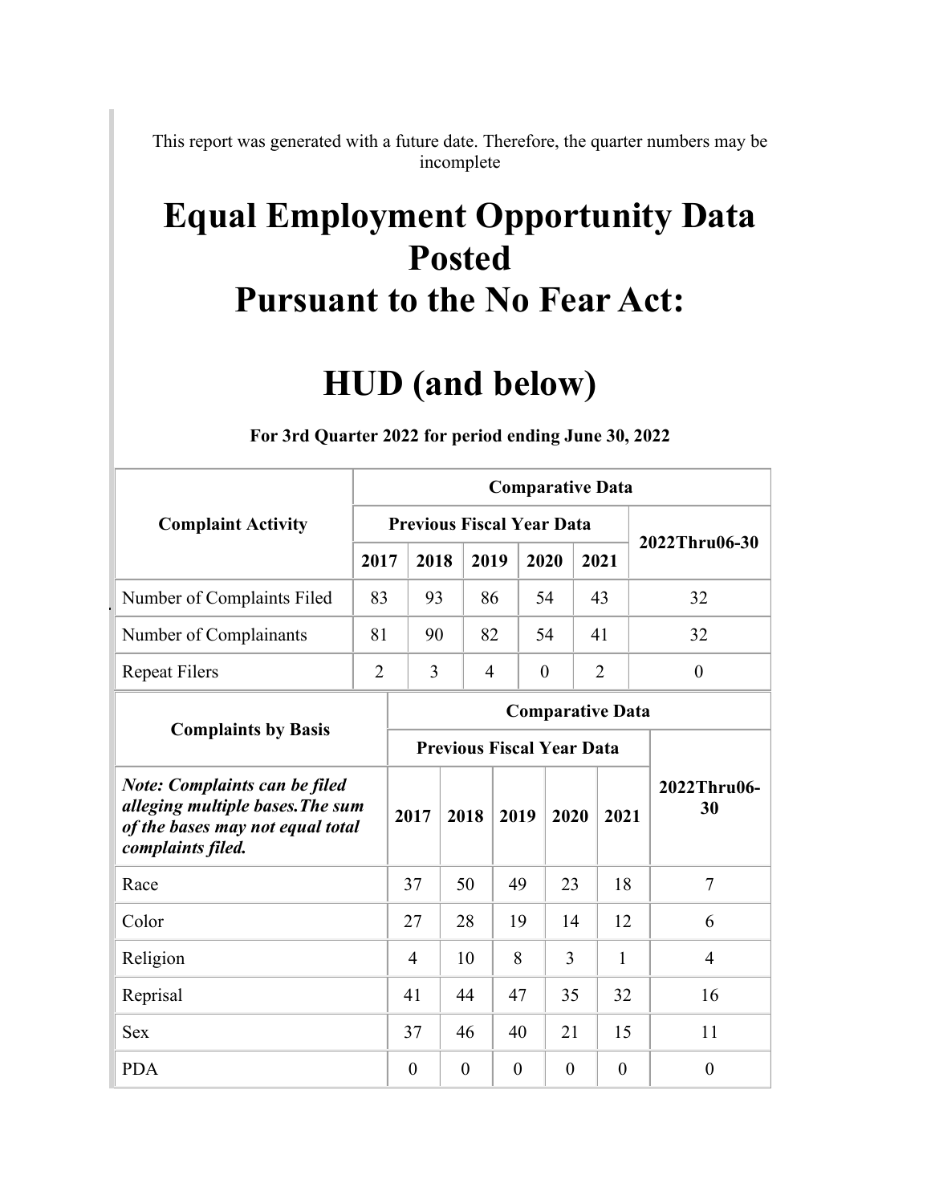This report was generated with a future date. Therefore, the quarter numbers may be incomplete

# Equal Employment Opportunity Data Posted Pursuant to the No Fear Act:

# HUD (and below)

**For 3rd Quarter 2022 for period ending June 30, 2022**

| Complaint Activity | Comparative Data | | | | | |
|---|---|---|---|---|---|---|
| | Previous Fiscal Year Data | | | | | 2022Thru06-30 |
| | 2017 | 2018 | 2019 | 2020 | 2021 | |
| Number of Complaints Filed | 83 | 93 | 86 | 54 | 43 | 32 |
| Number of Complainants | 81 | 90 | 82 | 54 | 41 | 32 |
| Repeat Filers | 2 | 3 | 4 | 0 | 2 | 0 |

| Complaints by Basis | Comparative Data | | | | | |
|---|---|---|---|---|---|---|
| | Previous Fiscal Year Data | | | | | 2022Thru06-30 |
| ***Note: Complaints can be filed alleging multiple bases.The sum of the bases may not equal total complaints filed.*** | 2017 | 2018 | 2019 | 2020 | 2021 | |
| Race | 37 | 50 | 49 | 23 | 18 | 7 |
| Color | 27 | 28 | 19 | 14 | 12 | 6 |
| Religion | 4 | 10 | 8 | 3 | 1 | 4 |
| Reprisal | 41 | 44 | 47 | 35 | 32 | 16 |
| Sex | 37 | 46 | 40 | 21 | 15 | 11 |
| PDA | 0 | 0 | 0 | 0 | 0 | 0 |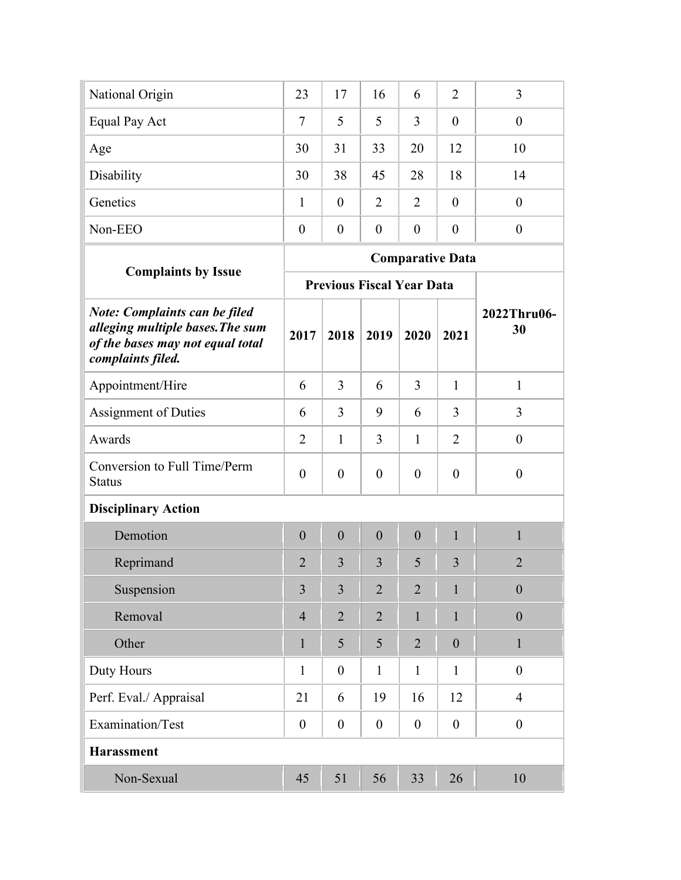| National Origin | 23 | 17 | 16 | 6 | 2 | 3 |
|---|---|---|---|---|---|---|
| Equal Pay Act | 7 | 5 | 5 | 3 | 0 | 0 |
| Age | 30 | 31 | 33 | 20 | 12 | 10 |
| Disability | 30 | 38 | 45 | 28 | 18 | 14 |
| Genetics | 1 | 0 | 2 | 2 | 0 | 0 |
| Non-EEO | 0 | 0 | 0 | 0 | 0 | 0 |

| **Complaints by Issue** | **Comparative Data** | | | | | |
|---|---|---|---|---|---|---|
| | **Previous Fiscal Year Data** | | | | | |
| ***Note: Complaints can be filed alleging multiple bases.The sum of the bases may not equal total complaints filed.*** | **2017** | **2018** | **2019** | **2020** | **2021** | **2022Thru06-30** |
| Appointment/Hire | 6 | 3 | 6 | 3 | 1 | 1 |
| Assignment of Duties | 6 | 3 | 9 | 6 | 3 | 3 |
| Awards | 2 | 1 | 3 | 1 | 2 | 0 |
| Conversion to Full Time/Perm Status | 0 | 0 | 0 | 0 | 0 | 0 |
| **Disciplinary Action** | | | | | | |
| Demotion | 0 | 0 | 0 | 0 | 1 | 1 |
| Reprimand | 2 | 3 | 3 | 5 | 3 | 2 |
| Suspension | 3 | 3 | 2 | 2 | 1 | 0 |
| Removal | 4 | 2 | 2 | 1 | 1 | 0 |
| Other | 1 | 5 | 5 | 2 | 0 | 1 |
| Duty Hours | 1 | 0 | 1 | 1 | 1 | 0 |
| Perf. Eval./ Appraisal | 21 | 6 | 19 | 16 | 12 | 4 |
| Examination/Test | 0 | 0 | 0 | 0 | 0 | 0 |
| **Harassment** | | | | | | |
| Non-Sexual | 45 | 51 | 56 | 33 | 26 | 10 |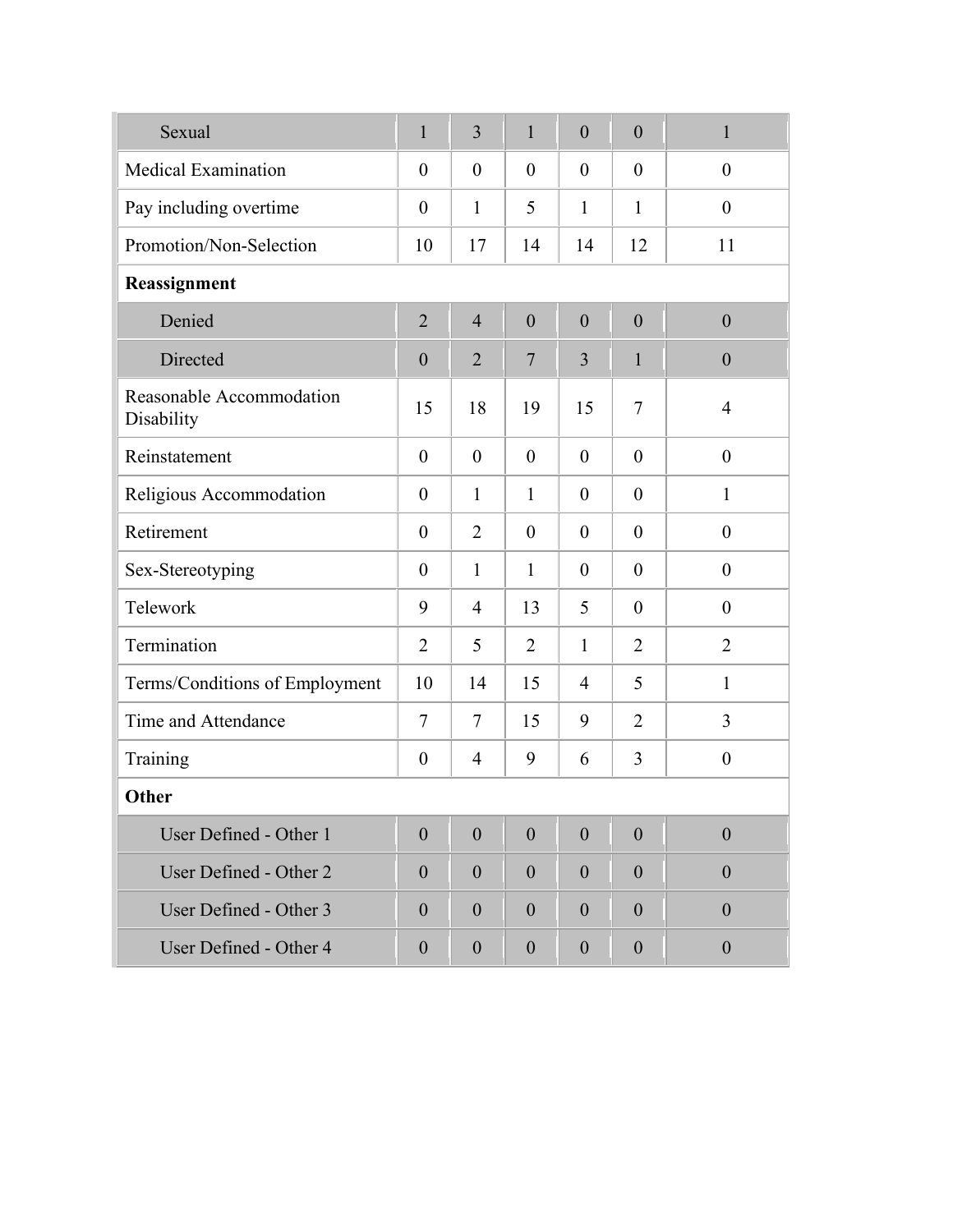| | | | | | | |
|---|---|---|---|---|---|---|
| Sexual | 1 | 3 | 1 | 0 | 0 | 1 |
| Medical Examination | 0 | 0 | 0 | 0 | 0 | 0 |
| Pay including overtime | 0 | 1 | 5 | 1 | 1 | 0 |
| Promotion/Non-Selection | 10 | 17 | 14 | 14 | 12 | 11 |
| **Reassignment** | | | | | | |
| Denied | 2 | 4 | 0 | 0 | 0 | 0 |
| Directed | 0 | 2 | 7 | 3 | 1 | 0 |
| Reasonable Accommodation Disability | 15 | 18 | 19 | 15 | 7 | 4 |
| Reinstatement | 0 | 0 | 0 | 0 | 0 | 0 |
| Religious Accommodation | 0 | 1 | 1 | 0 | 0 | 1 |
| Retirement | 0 | 2 | 0 | 0 | 0 | 0 |
| Sex-Stereotyping | 0 | 1 | 1 | 0 | 0 | 0 |
| Telework | 9 | 4 | 13 | 5 | 0 | 0 |
| Termination | 2 | 5 | 2 | 1 | 2 | 2 |
| Terms/Conditions of Employment | 10 | 14 | 15 | 4 | 5 | 1 |
| Time and Attendance | 7 | 7 | 15 | 9 | 2 | 3 |
| Training | 0 | 4 | 9 | 6 | 3 | 0 |
| **Other** | | | | | | |
| User Defined - Other 1 | 0 | 0 | 0 | 0 | 0 | 0 |
| User Defined - Other 2 | 0 | 0 | 0 | 0 | 0 | 0 |
| User Defined - Other 3 | 0 | 0 | 0 | 0 | 0 | 0 |
| User Defined - Other 4 | 0 | 0 | 0 | 0 | 0 | 0 |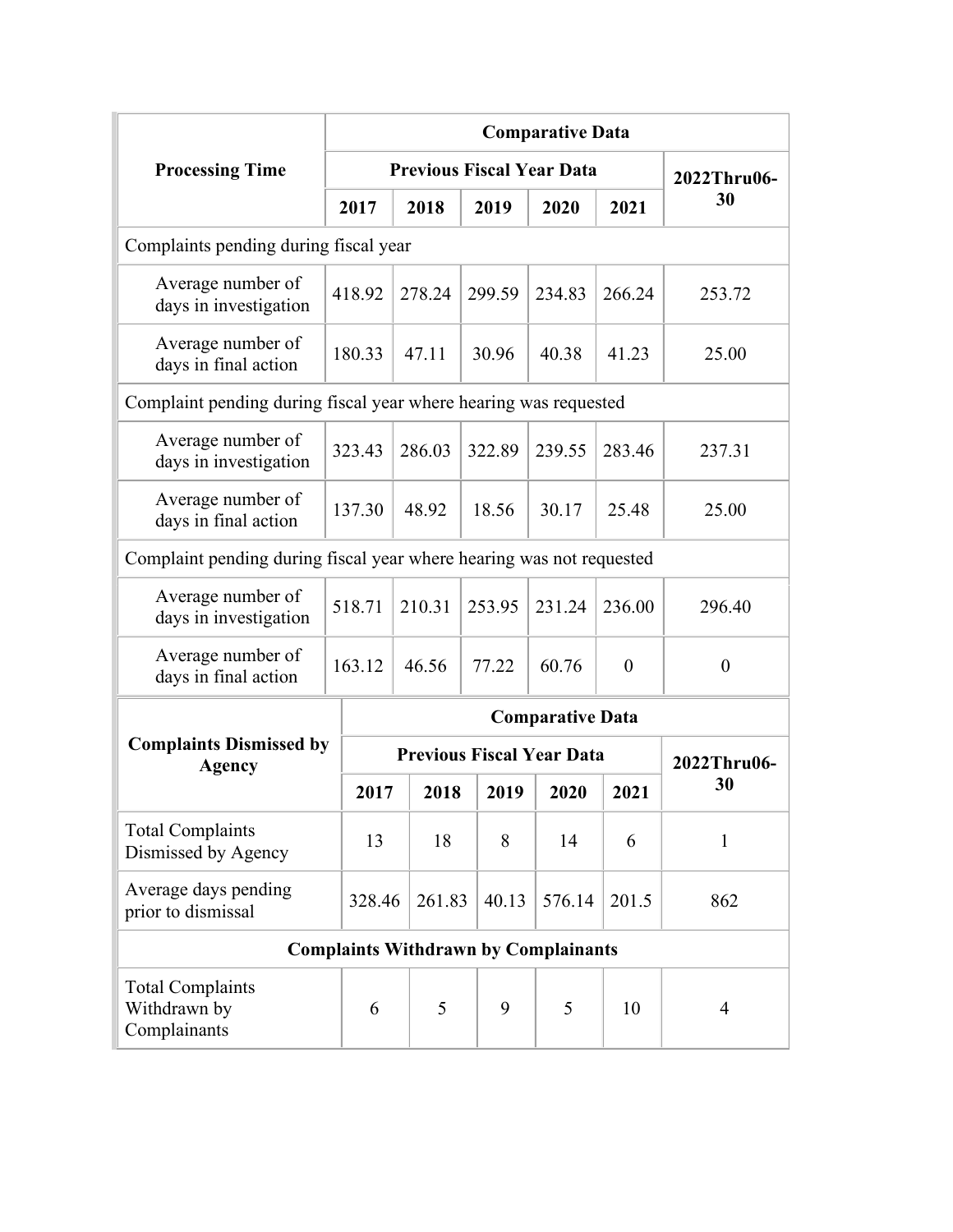| Processing Time | Comparative Data | | | | | |
|---|---|---|---|---|---|---|
| | Previous Fiscal Year Data | | | | | 2022Thru06-30 |
| | 2017 | 2018 | 2019 | 2020 | 2021 | |
| Complaints pending during fiscal year | | | | | | |
| Average number of days in investigation | 418.92 | 278.24 | 299.59 | 234.83 | 266.24 | 253.72 |
| Average number of days in final action | 180.33 | 47.11 | 30.96 | 40.38 | 41.23 | 25.00 |
| Complaint pending during fiscal year where hearing was requested | | | | | | |
| Average number of days in investigation | 323.43 | 286.03 | 322.89 | 239.55 | 283.46 | 237.31 |
| Average number of days in final action | 137.30 | 48.92 | 18.56 | 30.17 | 25.48 | 25.00 |
| Complaint pending during fiscal year where hearing was not requested | | | | | | |
| Average number of days in investigation | 518.71 | 210.31 | 253.95 | 231.24 | 236.00 | 296.40 |
| Average number of days in final action | 163.12 | 46.56 | 77.22 | 60.76 | 0 | 0 |

| Complaints Dismissed by Agency | Comparative Data | | | | | |
|---|---|---|---|---|---|---|
| | Previous Fiscal Year Data | | | | | 2022Thru06-30 |
| | 2017 | 2018 | 2019 | 2020 | 2021 | |
| Total Complaints Dismissed by Agency | 13 | 18 | 8 | 14 | 6 | 1 |
| Average days pending prior to dismissal | 328.46 | 261.83 | 40.13 | 576.14 | 201.5 | 862 |
| **Complaints Withdrawn by Complainants** | | | | | | |
| Total Complaints Withdrawn by Complainants | 6 | 5 | 9 | 5 | 10 | 4 |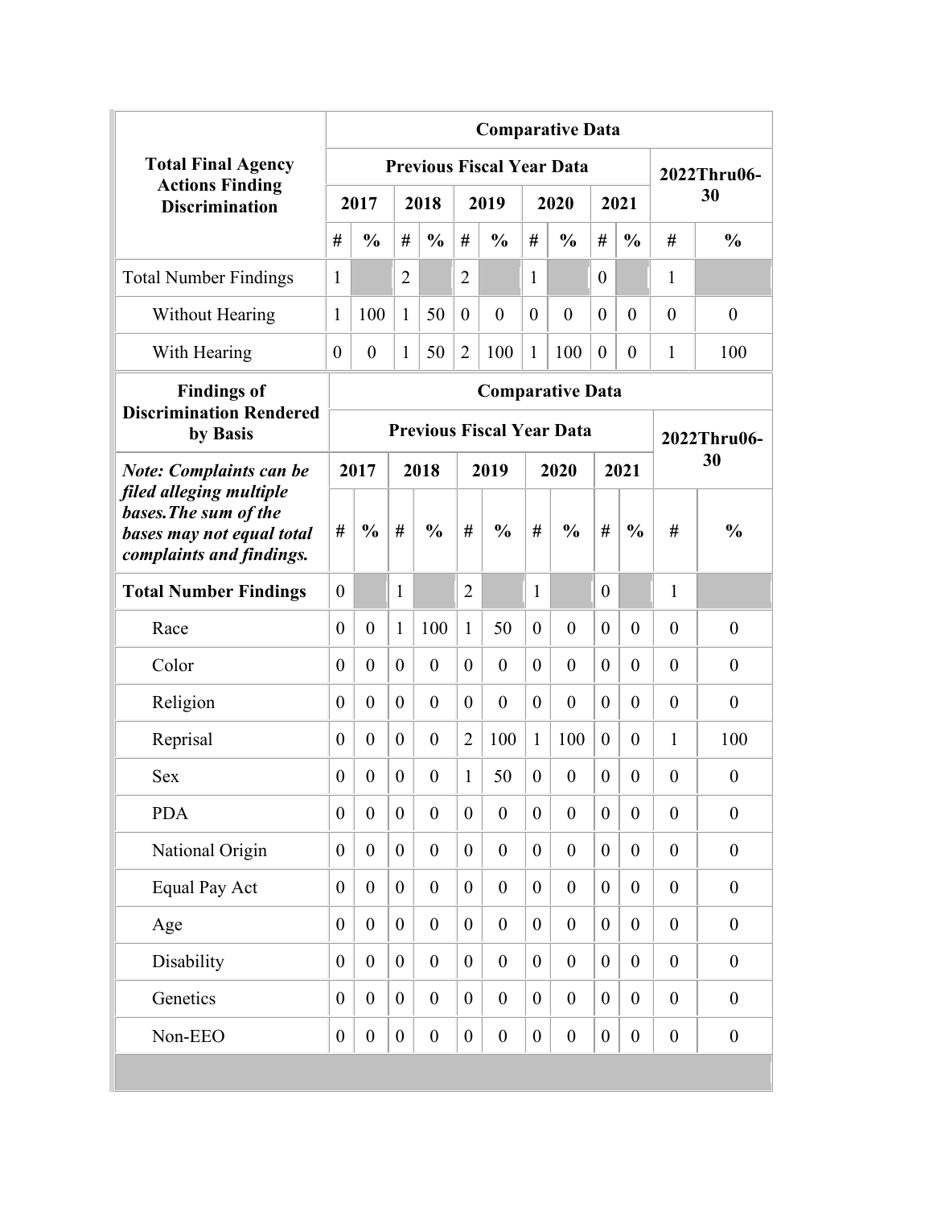| Total Final Agency Actions Finding Discrimination | Comparative Data | | | | | | | | | | | |
|---|---|---|---|---|---|---|---|---|---|---|---|---|
| | Previous Fiscal Year Data | | | | | | | | | | 2022Thru06-30 | |
| | 2017 | | 2018 | | 2019 | | 2020 | | 2021 | | | |
| | # | % | # | % | # | % | # | % | # | % | # | % |
| Total Number Findings | 1 | | 2 | | 2 | | 1 | | 0 | | 1 | |
| Without Hearing | 1 | 100 | 1 | 50 | 0 | 0 | 0 | 0 | 0 | 0 | 0 | 0 |
| With Hearing | 0 | 0 | 1 | 50 | 2 | 100 | 1 | 100 | 0 | 0 | 1 | 100 |

| Findings of Discrimination Rendered by Basis | Comparative Data | | | | | | | | | | | |
|---|---|---|---|---|---|---|---|---|---|---|---|---|
| | Previous Fiscal Year Data | | | | | | | | | | 2022Thru06-30 | |
| ***Note: Complaints can be filed alleging multiple bases.The sum of the bases may not equal total complaints and findings.*** | 2017 | | 2018 | | 2019 | | 2020 | | 2021 | | | |
| | # | % | # | % | # | % | # | % | # | % | # | % |
| **Total Number Findings** | 0 | | 1 | | 2 | | 1 | | 0 | | 1 | |
| Race | 0 | 0 | 1 | 100 | 1 | 50 | 0 | 0 | 0 | 0 | 0 | 0 |
| Color | 0 | 0 | 0 | 0 | 0 | 0 | 0 | 0 | 0 | 0 | 0 | 0 |
| Religion | 0 | 0 | 0 | 0 | 0 | 0 | 0 | 0 | 0 | 0 | 0 | 0 |
| Reprisal | 0 | 0 | 0 | 0 | 2 | 100 | 1 | 100 | 0 | 0 | 1 | 100 |
| Sex | 0 | 0 | 0 | 0 | 1 | 50 | 0 | 0 | 0 | 0 | 0 | 0 |
| PDA | 0 | 0 | 0 | 0 | 0 | 0 | 0 | 0 | 0 | 0 | 0 | 0 |
| National Origin | 0 | 0 | 0 | 0 | 0 | 0 | 0 | 0 | 0 | 0 | 0 | 0 |
| Equal Pay Act | 0 | 0 | 0 | 0 | 0 | 0 | 0 | 0 | 0 | 0 | 0 | 0 |
| Age | 0 | 0 | 0 | 0 | 0 | 0 | 0 | 0 | 0 | 0 | 0 | 0 |
| Disability | 0 | 0 | 0 | 0 | 0 | 0 | 0 | 0 | 0 | 0 | 0 | 0 |
| Genetics | 0 | 0 | 0 | 0 | 0 | 0 | 0 | 0 | 0 | 0 | 0 | 0 |
| Non-EEO | 0 | 0 | 0 | 0 | 0 | 0 | 0 | 0 | 0 | 0 | 0 | 0 |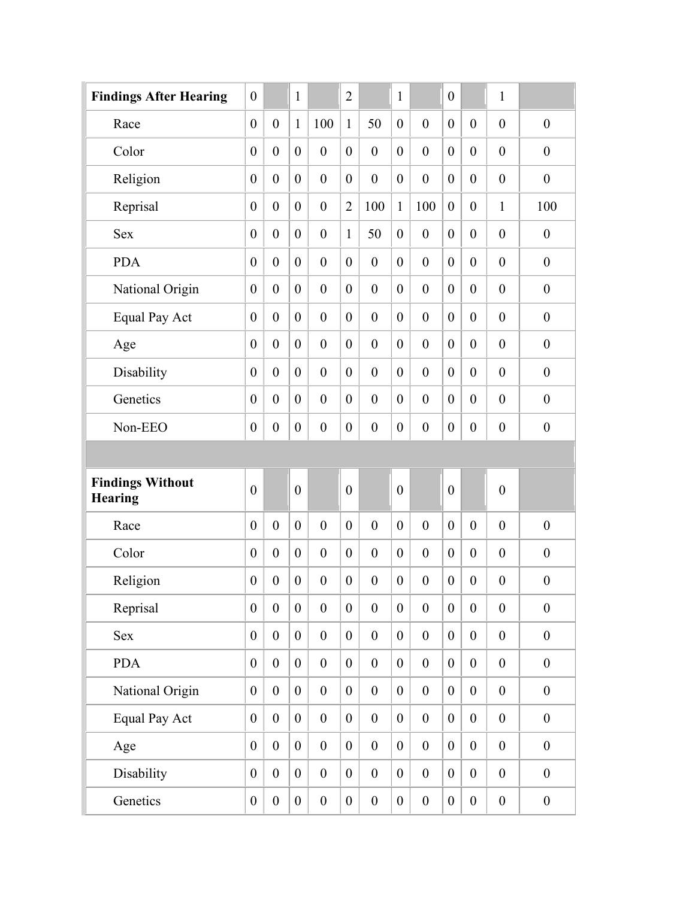| | | | | | | | | | | | | |
|---|---|---|---|---|---|---|---|---|---|---|---|---|
| **Findings After Hearing** | 0 | | 1 | | 2 | | 1 | | 0 | | 1 | |
| Race | 0 | 0 | 1 | 100 | 1 | 50 | 0 | 0 | 0 | 0 | 0 | 0 |
| Color | 0 | 0 | 0 | 0 | 0 | 0 | 0 | 0 | 0 | 0 | 0 | 0 |
| Religion | 0 | 0 | 0 | 0 | 0 | 0 | 0 | 0 | 0 | 0 | 0 | 0 |
| Reprisal | 0 | 0 | 0 | 0 | 2 | 100 | 1 | 100 | 0 | 0 | 1 | 100 |
| Sex | 0 | 0 | 0 | 0 | 1 | 50 | 0 | 0 | 0 | 0 | 0 | 0 |
| PDA | 0 | 0 | 0 | 0 | 0 | 0 | 0 | 0 | 0 | 0 | 0 | 0 |
| National Origin | 0 | 0 | 0 | 0 | 0 | 0 | 0 | 0 | 0 | 0 | 0 | 0 |
| Equal Pay Act | 0 | 0 | 0 | 0 | 0 | 0 | 0 | 0 | 0 | 0 | 0 | 0 |
| Age | 0 | 0 | 0 | 0 | 0 | 0 | 0 | 0 | 0 | 0 | 0 | 0 |
| Disability | 0 | 0 | 0 | 0 | 0 | 0 | 0 | 0 | 0 | 0 | 0 | 0 |
| Genetics | 0 | 0 | 0 | 0 | 0 | 0 | 0 | 0 | 0 | 0 | 0 | 0 |
| Non-EEO | 0 | 0 | 0 | 0 | 0 | 0 | 0 | 0 | 0 | 0 | 0 | 0 |
| | | | | | | | | | | | | |
| **Findings Without Hearing** | 0 | | 0 | | 0 | | 0 | | 0 | | 0 | |
| Race | 0 | 0 | 0 | 0 | 0 | 0 | 0 | 0 | 0 | 0 | 0 | 0 |
| Color | 0 | 0 | 0 | 0 | 0 | 0 | 0 | 0 | 0 | 0 | 0 | 0 |
| Religion | 0 | 0 | 0 | 0 | 0 | 0 | 0 | 0 | 0 | 0 | 0 | 0 |
| Reprisal | 0 | 0 | 0 | 0 | 0 | 0 | 0 | 0 | 0 | 0 | 0 | 0 |
| Sex | 0 | 0 | 0 | 0 | 0 | 0 | 0 | 0 | 0 | 0 | 0 | 0 |
| PDA | 0 | 0 | 0 | 0 | 0 | 0 | 0 | 0 | 0 | 0 | 0 | 0 |
| National Origin | 0 | 0 | 0 | 0 | 0 | 0 | 0 | 0 | 0 | 0 | 0 | 0 |
| Equal Pay Act | 0 | 0 | 0 | 0 | 0 | 0 | 0 | 0 | 0 | 0 | 0 | 0 |
| Age | 0 | 0 | 0 | 0 | 0 | 0 | 0 | 0 | 0 | 0 | 0 | 0 |
| Disability | 0 | 0 | 0 | 0 | 0 | 0 | 0 | 0 | 0 | 0 | 0 | 0 |
| Genetics | 0 | 0 | 0 | 0 | 0 | 0 | 0 | 0 | 0 | 0 | 0 | 0 |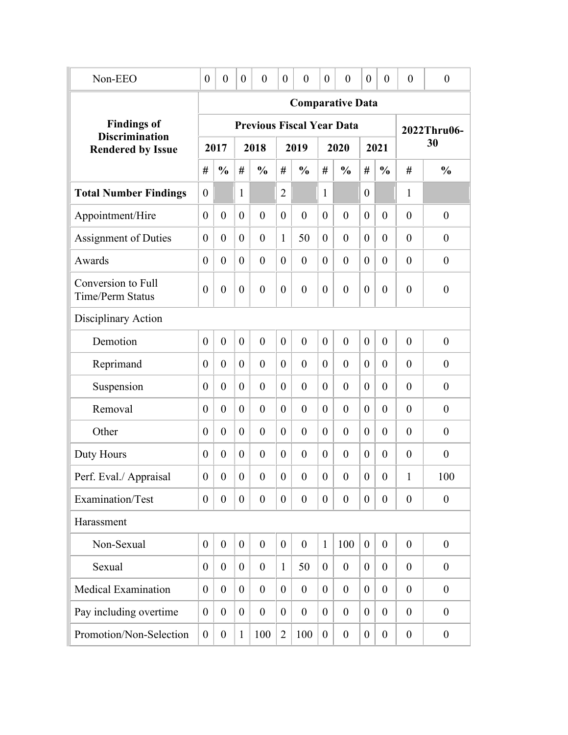| Non-EEO | 0 | 0 | 0 | 0 | 0 | 0 | 0 | 0 | 0 | 0 | 0 | 0 |
|---|---|---|---|---|---|---|---|---|---|---|---|---|

| **Findings of Discrimination Rendered by Issue** | **Comparative Data** | | | | | | | | | | | |
|---|---|---|---|---|---|---|---|---|---|---|---|---|
| | **Previous Fiscal Year Data** | | | | | | | | | | **2022Thru06-30** | |
| | **2017** | | **2018** | | **2019** | | **2020** | | **2021** | | | |
| | **#** | **%** | **#** | **%** | **#** | **%** | **#** | **%** | **#** | **%** | **#** | **%** |
| **Total Number Findings** | 0 | | 1 | | 2 | | 1 | | 0 | | 1 | |
| Appointment/Hire | 0 | 0 | 0 | 0 | 0 | 0 | 0 | 0 | 0 | 0 | 0 | 0 |
| Assignment of Duties | 0 | 0 | 0 | 0 | 1 | 50 | 0 | 0 | 0 | 0 | 0 | 0 |
| Awards | 0 | 0 | 0 | 0 | 0 | 0 | 0 | 0 | 0 | 0 | 0 | 0 |
| Conversion to Full Time/Perm Status | 0 | 0 | 0 | 0 | 0 | 0 | 0 | 0 | 0 | 0 | 0 | 0 |
| Disciplinary Action | | | | | | | | | | | | |
| Demotion | 0 | 0 | 0 | 0 | 0 | 0 | 0 | 0 | 0 | 0 | 0 | 0 |
| Reprimand | 0 | 0 | 0 | 0 | 0 | 0 | 0 | 0 | 0 | 0 | 0 | 0 |
| Suspension | 0 | 0 | 0 | 0 | 0 | 0 | 0 | 0 | 0 | 0 | 0 | 0 |
| Removal | 0 | 0 | 0 | 0 | 0 | 0 | 0 | 0 | 0 | 0 | 0 | 0 |
| Other | 0 | 0 | 0 | 0 | 0 | 0 | 0 | 0 | 0 | 0 | 0 | 0 |
| Duty Hours | 0 | 0 | 0 | 0 | 0 | 0 | 0 | 0 | 0 | 0 | 0 | 0 |
| Perf. Eval./ Appraisal | 0 | 0 | 0 | 0 | 0 | 0 | 0 | 0 | 0 | 0 | 1 | 100 |
| Examination/Test | 0 | 0 | 0 | 0 | 0 | 0 | 0 | 0 | 0 | 0 | 0 | 0 |
| Harassment | | | | | | | | | | | | |
| Non-Sexual | 0 | 0 | 0 | 0 | 0 | 0 | 1 | 100 | 0 | 0 | 0 | 0 |
| Sexual | 0 | 0 | 0 | 0 | 1 | 50 | 0 | 0 | 0 | 0 | 0 | 0 |
| Medical Examination | 0 | 0 | 0 | 0 | 0 | 0 | 0 | 0 | 0 | 0 | 0 | 0 |
| Pay including overtime | 0 | 0 | 0 | 0 | 0 | 0 | 0 | 0 | 0 | 0 | 0 | 0 |
| Promotion/Non-Selection | 0 | 0 | 1 | 100 | 2 | 100 | 0 | 0 | 0 | 0 | 0 | 0 |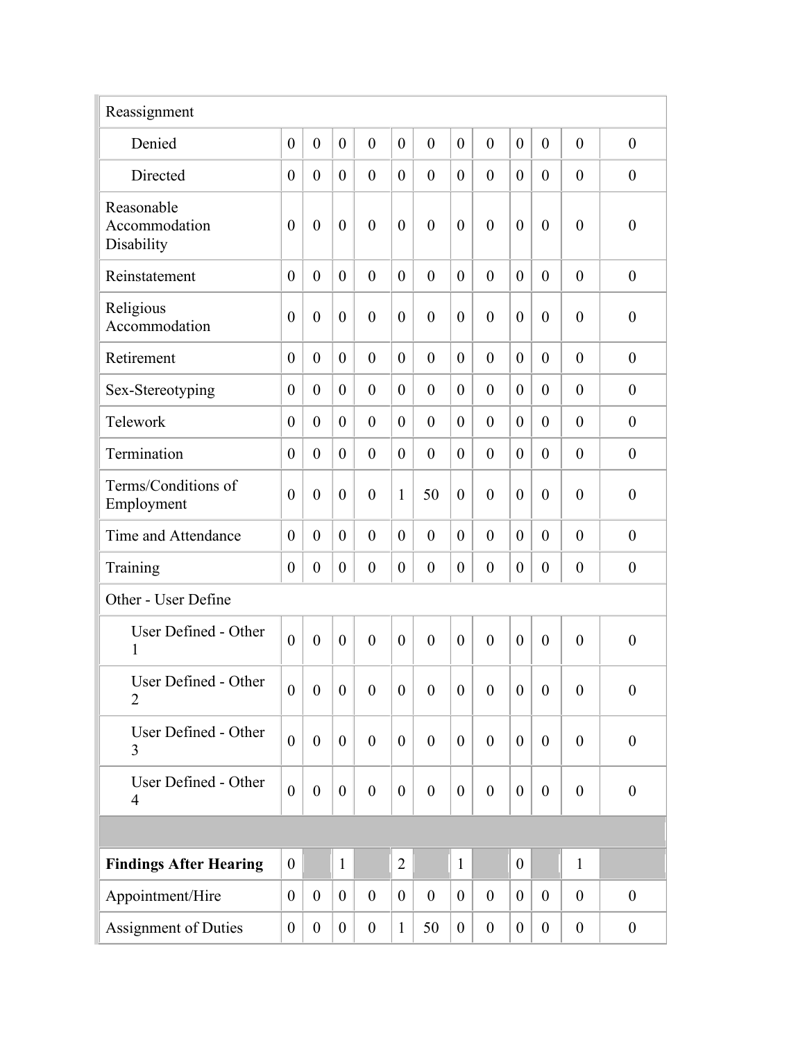| | | | | | | | | | | | | |
|---|---|---|---|---|---|---|---|---|---|---|---|---|
| Reassignment | | | | | | | | | | | | |
| Denied | 0 | 0 | 0 | 0 | 0 | 0 | 0 | 0 | 0 | 0 | 0 | 0 |
| Directed | 0 | 0 | 0 | 0 | 0 | 0 | 0 | 0 | 0 | 0 | 0 | 0 |
| Reasonable Accommodation Disability | 0 | 0 | 0 | 0 | 0 | 0 | 0 | 0 | 0 | 0 | 0 | 0 |
| Reinstatement | 0 | 0 | 0 | 0 | 0 | 0 | 0 | 0 | 0 | 0 | 0 | 0 |
| Religious Accommodation | 0 | 0 | 0 | 0 | 0 | 0 | 0 | 0 | 0 | 0 | 0 | 0 |
| Retirement | 0 | 0 | 0 | 0 | 0 | 0 | 0 | 0 | 0 | 0 | 0 | 0 |
| Sex-Stereotyping | 0 | 0 | 0 | 0 | 0 | 0 | 0 | 0 | 0 | 0 | 0 | 0 |
| Telework | 0 | 0 | 0 | 0 | 0 | 0 | 0 | 0 | 0 | 0 | 0 | 0 |
| Termination | 0 | 0 | 0 | 0 | 0 | 0 | 0 | 0 | 0 | 0 | 0 | 0 |
| Terms/Conditions of Employment | 0 | 0 | 0 | 0 | 1 | 50 | 0 | 0 | 0 | 0 | 0 | 0 |
| Time and Attendance | 0 | 0 | 0 | 0 | 0 | 0 | 0 | 0 | 0 | 0 | 0 | 0 |
| Training | 0 | 0 | 0 | 0 | 0 | 0 | 0 | 0 | 0 | 0 | 0 | 0 |
| Other - User Define | | | | | | | | | | | | |
| User Defined - Other 1 | 0 | 0 | 0 | 0 | 0 | 0 | 0 | 0 | 0 | 0 | 0 | 0 |
| User Defined - Other 2 | 0 | 0 | 0 | 0 | 0 | 0 | 0 | 0 | 0 | 0 | 0 | 0 |
| User Defined - Other 3 | 0 | 0 | 0 | 0 | 0 | 0 | 0 | 0 | 0 | 0 | 0 | 0 |
| User Defined - Other 4 | 0 | 0 | 0 | 0 | 0 | 0 | 0 | 0 | 0 | 0 | 0 | 0 |
| | | | | | | | | | | | | |
| **Findings After Hearing** | 0 | | 1 | | 2 | | 1 | | 0 | | 1 | |
| Appointment/Hire | 0 | 0 | 0 | 0 | 0 | 0 | 0 | 0 | 0 | 0 | 0 | 0 |
| Assignment of Duties | 0 | 0 | 0 | 0 | 1 | 50 | 0 | 0 | 0 | 0 | 0 | 0 |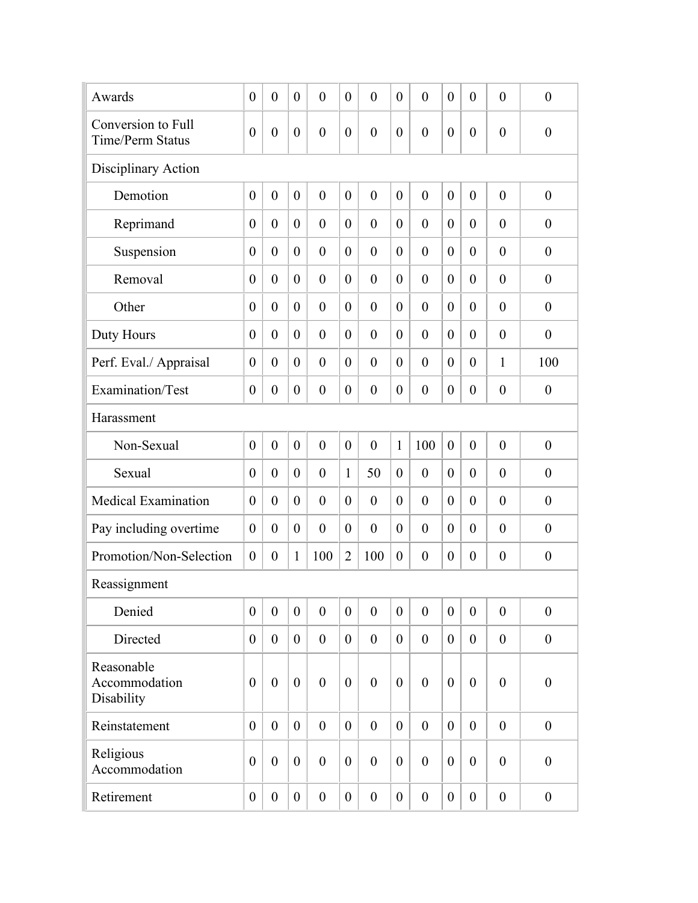| | | | | | | | | | | | | |
|---|---|---|---|---|---|---|---|---|---|---|---|---|
| Awards | 0 | 0 | 0 | 0 | 0 | 0 | 0 | 0 | 0 | 0 | 0 | 0 |
| Conversion to Full Time/Perm Status | 0 | 0 | 0 | 0 | 0 | 0 | 0 | 0 | 0 | 0 | 0 | 0 |
| Disciplinary Action | | | | | | | | | | | | |
| Demotion | 0 | 0 | 0 | 0 | 0 | 0 | 0 | 0 | 0 | 0 | 0 | 0 |
| Reprimand | 0 | 0 | 0 | 0 | 0 | 0 | 0 | 0 | 0 | 0 | 0 | 0 |
| Suspension | 0 | 0 | 0 | 0 | 0 | 0 | 0 | 0 | 0 | 0 | 0 | 0 |
| Removal | 0 | 0 | 0 | 0 | 0 | 0 | 0 | 0 | 0 | 0 | 0 | 0 |
| Other | 0 | 0 | 0 | 0 | 0 | 0 | 0 | 0 | 0 | 0 | 0 | 0 |
| Duty Hours | 0 | 0 | 0 | 0 | 0 | 0 | 0 | 0 | 0 | 0 | 0 | 0 |
| Perf. Eval./ Appraisal | 0 | 0 | 0 | 0 | 0 | 0 | 0 | 0 | 0 | 0 | 1 | 100 |
| Examination/Test | 0 | 0 | 0 | 0 | 0 | 0 | 0 | 0 | 0 | 0 | 0 | 0 |
| Harassment | | | | | | | | | | | | |
| Non-Sexual | 0 | 0 | 0 | 0 | 0 | 0 | 1 | 100 | 0 | 0 | 0 | 0 |
| Sexual | 0 | 0 | 0 | 0 | 1 | 50 | 0 | 0 | 0 | 0 | 0 | 0 |
| Medical Examination | 0 | 0 | 0 | 0 | 0 | 0 | 0 | 0 | 0 | 0 | 0 | 0 |
| Pay including overtime | 0 | 0 | 0 | 0 | 0 | 0 | 0 | 0 | 0 | 0 | 0 | 0 |
| Promotion/Non-Selection | 0 | 0 | 1 | 100 | 2 | 100 | 0 | 0 | 0 | 0 | 0 | 0 |
| Reassignment | | | | | | | | | | | | |
| Denied | 0 | 0 | 0 | 0 | 0 | 0 | 0 | 0 | 0 | 0 | 0 | 0 |
| Directed | 0 | 0 | 0 | 0 | 0 | 0 | 0 | 0 | 0 | 0 | 0 | 0 |
| Reasonable Accommodation Disability | 0 | 0 | 0 | 0 | 0 | 0 | 0 | 0 | 0 | 0 | 0 | 0 |
| Reinstatement | 0 | 0 | 0 | 0 | 0 | 0 | 0 | 0 | 0 | 0 | 0 | 0 |
| Religious Accommodation | 0 | 0 | 0 | 0 | 0 | 0 | 0 | 0 | 0 | 0 | 0 | 0 |
| Retirement | 0 | 0 | 0 | 0 | 0 | 0 | 0 | 0 | 0 | 0 | 0 | 0 |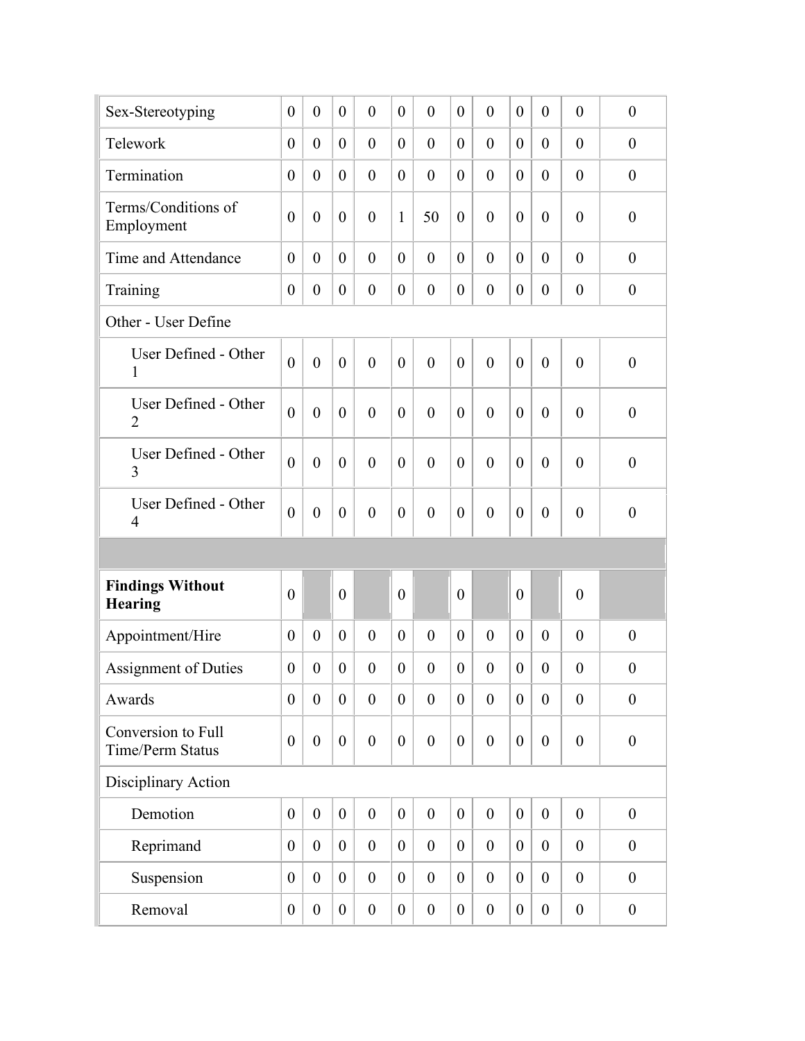| | | | | | | | | | | | | |
|---|---|---|---|---|---|---|---|---|---|---|---|---|
| Sex-Stereotyping | 0 | 0 | 0 | 0 | 0 | 0 | 0 | 0 | 0 | 0 | 0 | 0 |
| Telework | 0 | 0 | 0 | 0 | 0 | 0 | 0 | 0 | 0 | 0 | 0 | 0 |
| Termination | 0 | 0 | 0 | 0 | 0 | 0 | 0 | 0 | 0 | 0 | 0 | 0 |
| Terms/Conditions of Employment | 0 | 0 | 0 | 0 | 1 | 50 | 0 | 0 | 0 | 0 | 0 | 0 |
| Time and Attendance | 0 | 0 | 0 | 0 | 0 | 0 | 0 | 0 | 0 | 0 | 0 | 0 |
| Training | 0 | 0 | 0 | 0 | 0 | 0 | 0 | 0 | 0 | 0 | 0 | 0 |
| Other - User Define | | | | | | | | | | | | |
| User Defined - Other 1 | 0 | 0 | 0 | 0 | 0 | 0 | 0 | 0 | 0 | 0 | 0 | 0 |
| User Defined - Other 2 | 0 | 0 | 0 | 0 | 0 | 0 | 0 | 0 | 0 | 0 | 0 | 0 |
| User Defined - Other 3 | 0 | 0 | 0 | 0 | 0 | 0 | 0 | 0 | 0 | 0 | 0 | 0 |
| User Defined - Other 4 | 0 | 0 | 0 | 0 | 0 | 0 | 0 | 0 | 0 | 0 | 0 | 0 |
| | | | | | | | | | | | | |
| **Findings Without Hearing** | 0 | | 0 | | 0 | | 0 | | 0 | | 0 | |
| Appointment/Hire | 0 | 0 | 0 | 0 | 0 | 0 | 0 | 0 | 0 | 0 | 0 | 0 |
| Assignment of Duties | 0 | 0 | 0 | 0 | 0 | 0 | 0 | 0 | 0 | 0 | 0 | 0 |
| Awards | 0 | 0 | 0 | 0 | 0 | 0 | 0 | 0 | 0 | 0 | 0 | 0 |
| Conversion to Full Time/Perm Status | 0 | 0 | 0 | 0 | 0 | 0 | 0 | 0 | 0 | 0 | 0 | 0 |
| Disciplinary Action | | | | | | | | | | | | |
| Demotion | 0 | 0 | 0 | 0 | 0 | 0 | 0 | 0 | 0 | 0 | 0 | 0 |
| Reprimand | 0 | 0 | 0 | 0 | 0 | 0 | 0 | 0 | 0 | 0 | 0 | 0 |
| Suspension | 0 | 0 | 0 | 0 | 0 | 0 | 0 | 0 | 0 | 0 | 0 | 0 |
| Removal | 0 | 0 | 0 | 0 | 0 | 0 | 0 | 0 | 0 | 0 | 0 | 0 |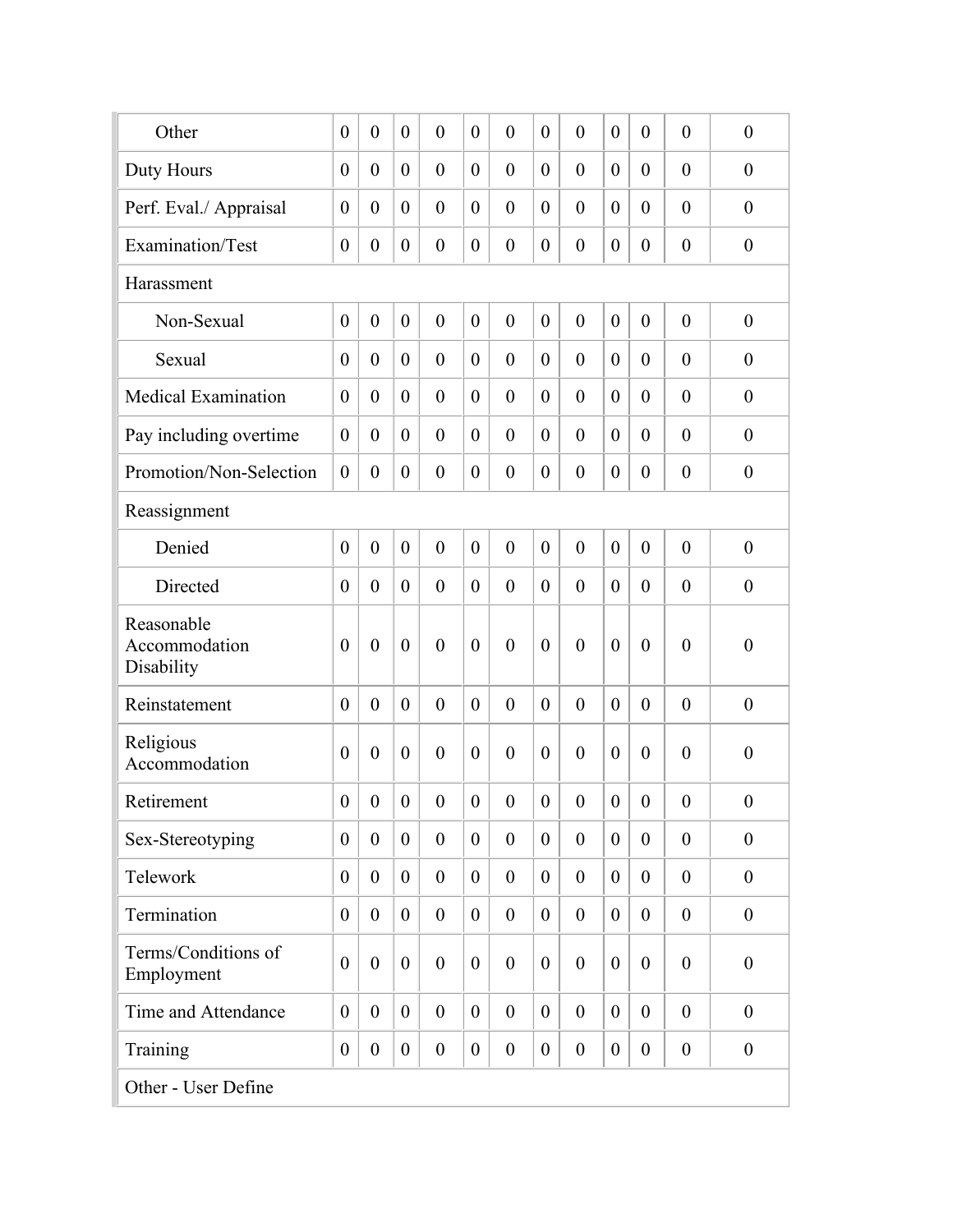| | | | | | | | | | | | | |
|---|---|---|---|---|---|---|---|---|---|---|---|---|
| Other | 0 | 0 | 0 | 0 | 0 | 0 | 0 | 0 | 0 | 0 | 0 | 0 |
| Duty Hours | 0 | 0 | 0 | 0 | 0 | 0 | 0 | 0 | 0 | 0 | 0 | 0 |
| Perf. Eval./ Appraisal | 0 | 0 | 0 | 0 | 0 | 0 | 0 | 0 | 0 | 0 | 0 | 0 |
| Examination/Test | 0 | 0 | 0 | 0 | 0 | 0 | 0 | 0 | 0 | 0 | 0 | 0 |
| Harassment | | | | | | | | | | | | |
| Non-Sexual | 0 | 0 | 0 | 0 | 0 | 0 | 0 | 0 | 0 | 0 | 0 | 0 |
| Sexual | 0 | 0 | 0 | 0 | 0 | 0 | 0 | 0 | 0 | 0 | 0 | 0 |
| Medical Examination | 0 | 0 | 0 | 0 | 0 | 0 | 0 | 0 | 0 | 0 | 0 | 0 |
| Pay including overtime | 0 | 0 | 0 | 0 | 0 | 0 | 0 | 0 | 0 | 0 | 0 | 0 |
| Promotion/Non-Selection | 0 | 0 | 0 | 0 | 0 | 0 | 0 | 0 | 0 | 0 | 0 | 0 |
| Reassignment | | | | | | | | | | | | |
| Denied | 0 | 0 | 0 | 0 | 0 | 0 | 0 | 0 | 0 | 0 | 0 | 0 |
| Directed | 0 | 0 | 0 | 0 | 0 | 0 | 0 | 0 | 0 | 0 | 0 | 0 |
| Reasonable Accommodation Disability | 0 | 0 | 0 | 0 | 0 | 0 | 0 | 0 | 0 | 0 | 0 | 0 |
| Reinstatement | 0 | 0 | 0 | 0 | 0 | 0 | 0 | 0 | 0 | 0 | 0 | 0 |
| Religious Accommodation | 0 | 0 | 0 | 0 | 0 | 0 | 0 | 0 | 0 | 0 | 0 | 0 |
| Retirement | 0 | 0 | 0 | 0 | 0 | 0 | 0 | 0 | 0 | 0 | 0 | 0 |
| Sex-Stereotyping | 0 | 0 | 0 | 0 | 0 | 0 | 0 | 0 | 0 | 0 | 0 | 0 |
| Telework | 0 | 0 | 0 | 0 | 0 | 0 | 0 | 0 | 0 | 0 | 0 | 0 |
| Termination | 0 | 0 | 0 | 0 | 0 | 0 | 0 | 0 | 0 | 0 | 0 | 0 |
| Terms/Conditions of Employment | 0 | 0 | 0 | 0 | 0 | 0 | 0 | 0 | 0 | 0 | 0 | 0 |
| Time and Attendance | 0 | 0 | 0 | 0 | 0 | 0 | 0 | 0 | 0 | 0 | 0 | 0 |
| Training | 0 | 0 | 0 | 0 | 0 | 0 | 0 | 0 | 0 | 0 | 0 | 0 |
| Other - User Define | | | | | | | | | | | | |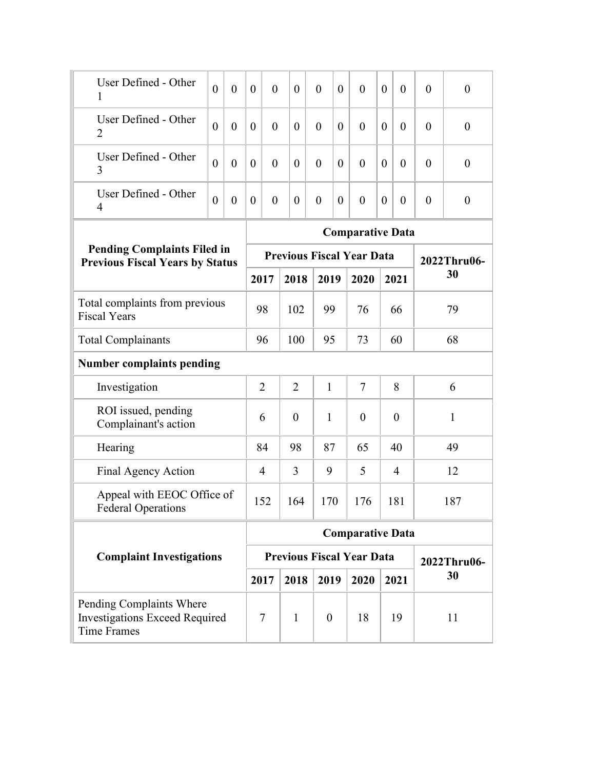| | | | | | | | | | | | | |
|---|---|---|---|---|---|---|---|---|---|---|---|---|
| User Defined - Other 1 | 0 | 0 | 0 | 0 | 0 | 0 | 0 | 0 | 0 | 0 | 0 | 0 |
| User Defined - Other 2 | 0 | 0 | 0 | 0 | 0 | 0 | 0 | 0 | 0 | 0 | 0 | 0 |
| User Defined - Other 3 | 0 | 0 | 0 | 0 | 0 | 0 | 0 | 0 | 0 | 0 | 0 | 0 |
| User Defined - Other 4 | 0 | 0 | 0 | 0 | 0 | 0 | 0 | 0 | 0 | 0 | 0 | 0 |

| **Pending Complaints Filed in Previous Fiscal Years by Status** | **Comparative Data** | | | | | |
|---|---|---|---|---|---|---|
| | **Previous Fiscal Year Data** | | | | | **2022Thru06-30** |
| | **2017** | **2018** | **2019** | **2020** | **2021** | |
| Total complaints from previous Fiscal Years | 98 | 102 | 99 | 76 | 66 | 79 |
| Total Complainants | 96 | 100 | 95 | 73 | 60 | 68 |
| **Number complaints pending** | | | | | | |
| Investigation | 2 | 2 | 1 | 7 | 8 | 6 |
| ROI issued, pending Complainant's action | 6 | 0 | 1 | 0 | 0 | 1 |
| Hearing | 84 | 98 | 87 | 65 | 40 | 49 |
| Final Agency Action | 4 | 3 | 9 | 5 | 4 | 12 |
| Appeal with EEOC Office of Federal Operations | 152 | 164 | 170 | 176 | 181 | 187 |

| **Complaint Investigations** | **Comparative Data** | | | | | |
|---|---|---|---|---|---|---|
| | **Previous Fiscal Year Data** | | | | | **2022Thru06-30** |
| | **2017** | **2018** | **2019** | **2020** | **2021** | |
| Pending Complaints Where Investigations Exceed Required Time Frames | 7 | 1 | 0 | 18 | 19 | 11 |